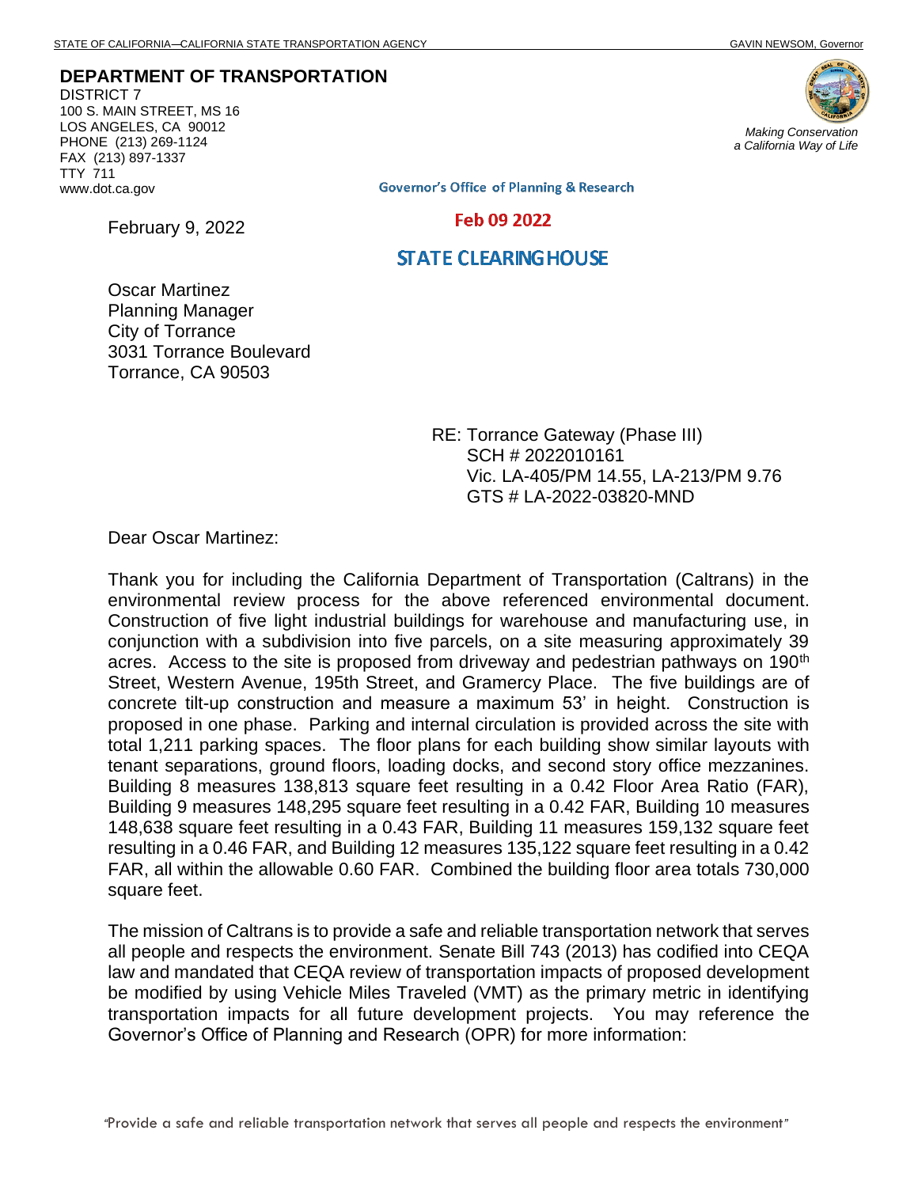STATE OF CALIFORNIA—CALIFORNIA STATE TRANSPORTATION AGENCY GAVIN NEWSOM, Governor

**DEPARTMENT OF TRANSPORTATION**
DISTRICT 7
100 S. MAIN STREET, MS 16
LOS ANGELES, CA 90012
PHONE (213) 269-1124
FAX (213) 897-1337
TTY 711
www.dot.ca.gov

*Making Conservation a California Way of Life*

Governor's Office of Planning & Research

Feb 09 2022

STATE CLEARINGHOUSE

February 9, 2022

Oscar Martinez
Planning Manager
City of Torrance
3031 Torrance Boulevard
Torrance, CA 90503

RE: Torrance Gateway (Phase III)
SCH # 2022010161
Vic. LA-405/PM 14.55, LA-213/PM 9.76
GTS # LA-2022-03820-MND

Dear Oscar Martinez:

Thank you for including the California Department of Transportation (Caltrans) in the environmental review process for the above referenced environmental document. Construction of five light industrial buildings for warehouse and manufacturing use, in conjunction with a subdivision into five parcels, on a site measuring approximately 39 acres. Access to the site is proposed from driveway and pedestrian pathways on 190th Street, Western Avenue, 195th Street, and Gramercy Place. The five buildings are of concrete tilt-up construction and measure a maximum 53' in height. Construction is proposed in one phase. Parking and internal circulation is provided across the site with total 1,211 parking spaces. The floor plans for each building show similar layouts with tenant separations, ground floors, loading docks, and second story office mezzanines. Building 8 measures 138,813 square feet resulting in a 0.42 Floor Area Ratio (FAR), Building 9 measures 148,295 square feet resulting in a 0.42 FAR, Building 10 measures 148,638 square feet resulting in a 0.43 FAR, Building 11 measures 159,132 square feet resulting in a 0.46 FAR, and Building 12 measures 135,122 square feet resulting in a 0.42 FAR, all within the allowable 0.60 FAR. Combined the building floor area totals 730,000 square feet.

The mission of Caltrans is to provide a safe and reliable transportation network that serves all people and respects the environment. Senate Bill 743 (2013) has codified into CEQA law and mandated that CEQA review of transportation impacts of proposed development be modified by using Vehicle Miles Traveled (VMT) as the primary metric in identifying transportation impacts for all future development projects. You may reference the Governor's Office of Planning and Research (OPR) for more information:

"Provide a safe and reliable transportation network that serves all people and respects the environment"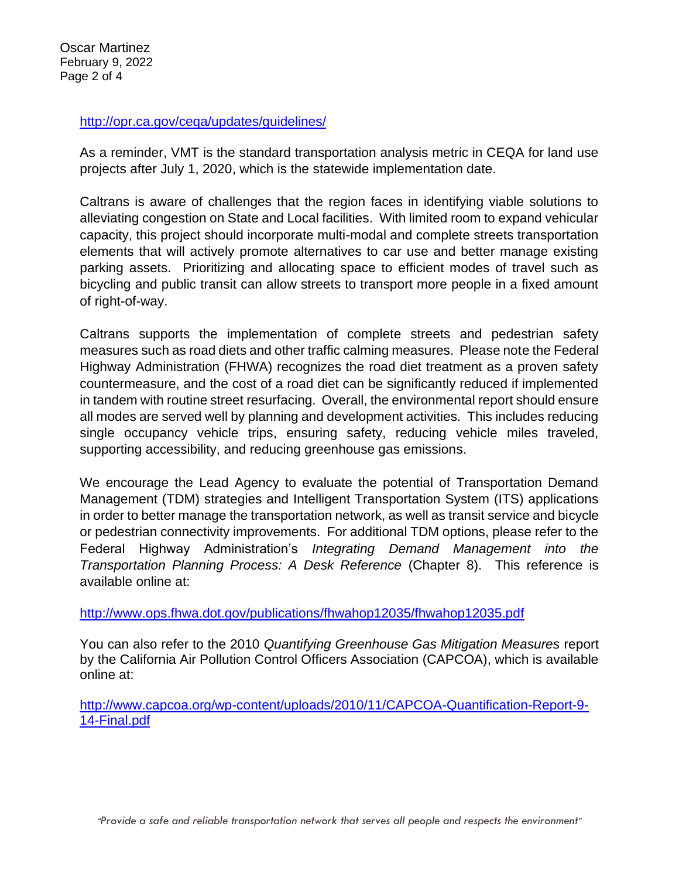http://opr.ca.gov/ceqa/updates/guidelines/

As a reminder, VMT is the standard transportation analysis metric in CEQA for land use projects after July 1, 2020, which is the statewide implementation date.

Caltrans is aware of challenges that the region faces in identifying viable solutions to alleviating congestion on State and Local facilities. With limited room to expand vehicular capacity, this project should incorporate multi-modal and complete streets transportation elements that will actively promote alternatives to car use and better manage existing parking assets. Prioritizing and allocating space to efficient modes of travel such as bicycling and public transit can allow streets to transport more people in a fixed amount of right-of-way.

Caltrans supports the implementation of complete streets and pedestrian safety measures such as road diets and other traffic calming measures. Please note the Federal Highway Administration (FHWA) recognizes the road diet treatment as a proven safety countermeasure, and the cost of a road diet can be significantly reduced if implemented in tandem with routine street resurfacing. Overall, the environmental report should ensure all modes are served well by planning and development activities. This includes reducing single occupancy vehicle trips, ensuring safety, reducing vehicle miles traveled, supporting accessibility, and reducing greenhouse gas emissions.

We encourage the Lead Agency to evaluate the potential of Transportation Demand Management (TDM) strategies and Intelligent Transportation System (ITS) applications in order to better manage the transportation network, as well as transit service and bicycle or pedestrian connectivity improvements. For additional TDM options, please refer to the Federal Highway Administration's *Integrating Demand Management into the Transportation Planning Process: A Desk Reference* (Chapter 8). This reference is available online at:

http://www.ops.fhwa.dot.gov/publications/fhwahop12035/fhwahop12035.pdf

You can also refer to the 2010 *Quantifying Greenhouse Gas Mitigation Measures* report by the California Air Pollution Control Officers Association (CAPCOA), which is available online at:

http://www.capcoa.org/wp-content/uploads/2010/11/CAPCOA-Quantification-Report-9-14-Final.pdf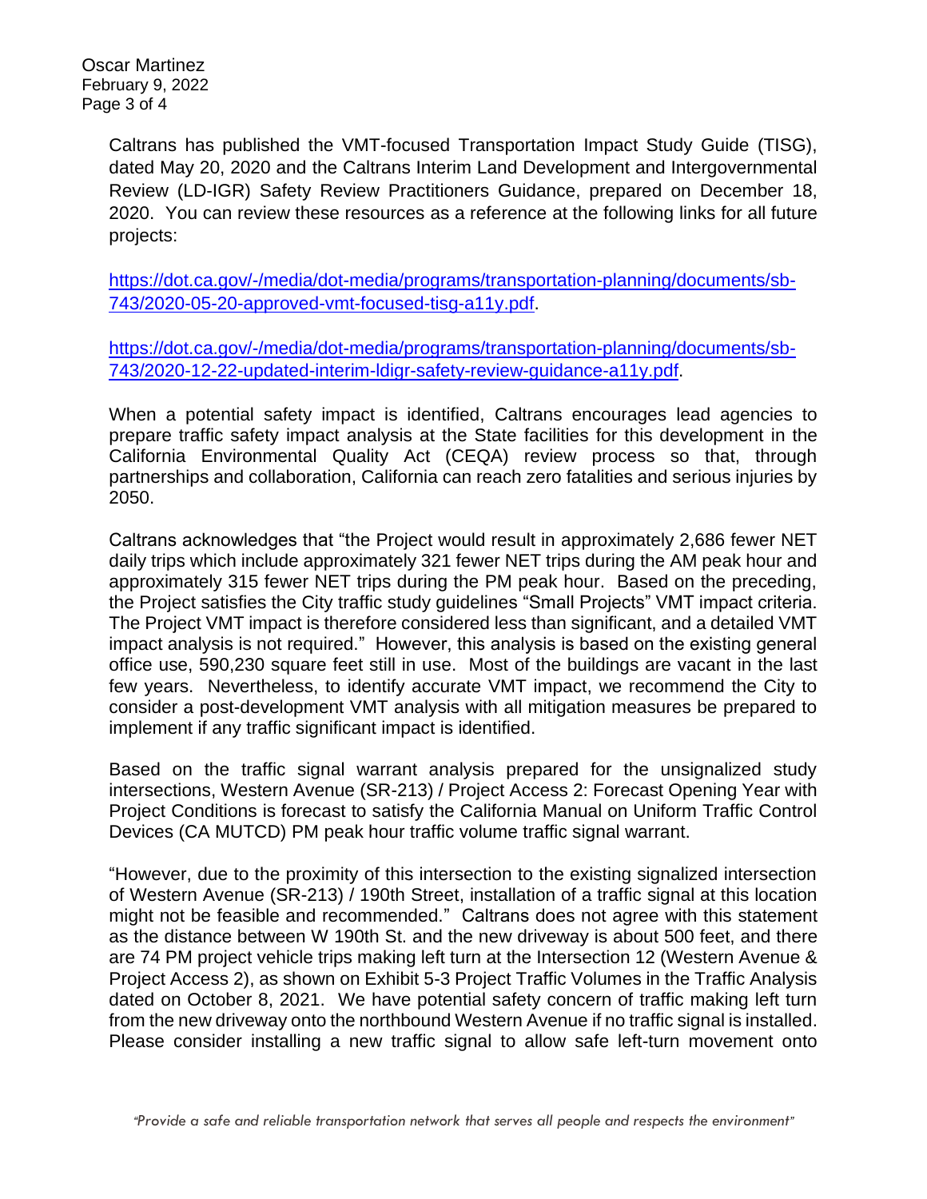Caltrans has published the VMT-focused Transportation Impact Study Guide (TISG), dated May 20, 2020 and the Caltrans Interim Land Development and Intergovernmental Review (LD-IGR) Safety Review Practitioners Guidance, prepared on December 18, 2020. You can review these resources as a reference at the following links for all future projects:

[https://dot.ca.gov/-/media/dot-media/programs/transportation-planning/documents/sb-743/2020-05-20-approved-vmt-focused-tisg-a11y.pdf](https://dot.ca.gov/-/media/dot-media/programs/transportation-planning/documents/sb-743/2020-05-20-approved-vmt-focused-tisg-a11y.pdf).

[https://dot.ca.gov/-/media/dot-media/programs/transportation-planning/documents/sb-743/2020-12-22-updated-interim-ldigr-safety-review-guidance-a11y.pdf](https://dot.ca.gov/-/media/dot-media/programs/transportation-planning/documents/sb-743/2020-12-22-updated-interim-ldigr-safety-review-guidance-a11y.pdf).

When a potential safety impact is identified, Caltrans encourages lead agencies to prepare traffic safety impact analysis at the State facilities for this development in the California Environmental Quality Act (CEQA) review process so that, through partnerships and collaboration, California can reach zero fatalities and serious injuries by 2050.

Caltrans acknowledges that "the Project would result in approximately 2,686 fewer NET daily trips which include approximately 321 fewer NET trips during the AM peak hour and approximately 315 fewer NET trips during the PM peak hour. Based on the preceding, the Project satisfies the City traffic study guidelines "Small Projects" VMT impact criteria. The Project VMT impact is therefore considered less than significant, and a detailed VMT impact analysis is not required." However, this analysis is based on the existing general office use, 590,230 square feet still in use. Most of the buildings are vacant in the last few years. Nevertheless, to identify accurate VMT impact, we recommend the City to consider a post-development VMT analysis with all mitigation measures be prepared to implement if any traffic significant impact is identified.

Based on the traffic signal warrant analysis prepared for the unsignalized study intersections, Western Avenue (SR-213) / Project Access 2: Forecast Opening Year with Project Conditions is forecast to satisfy the California Manual on Uniform Traffic Control Devices (CA MUTCD) PM peak hour traffic volume traffic signal warrant.

"However, due to the proximity of this intersection to the existing signalized intersection of Western Avenue (SR-213) / 190th Street, installation of a traffic signal at this location might not be feasible and recommended." Caltrans does not agree with this statement as the distance between W 190th St. and the new driveway is about 500 feet, and there are 74 PM project vehicle trips making left turn at the Intersection 12 (Western Avenue & Project Access 2), as shown on Exhibit 5-3 Project Traffic Volumes in the Traffic Analysis dated on October 8, 2021. We have potential safety concern of traffic making left turn from the new driveway onto the northbound Western Avenue if no traffic signal is installed. Please consider installing a new traffic signal to allow safe left-turn movement onto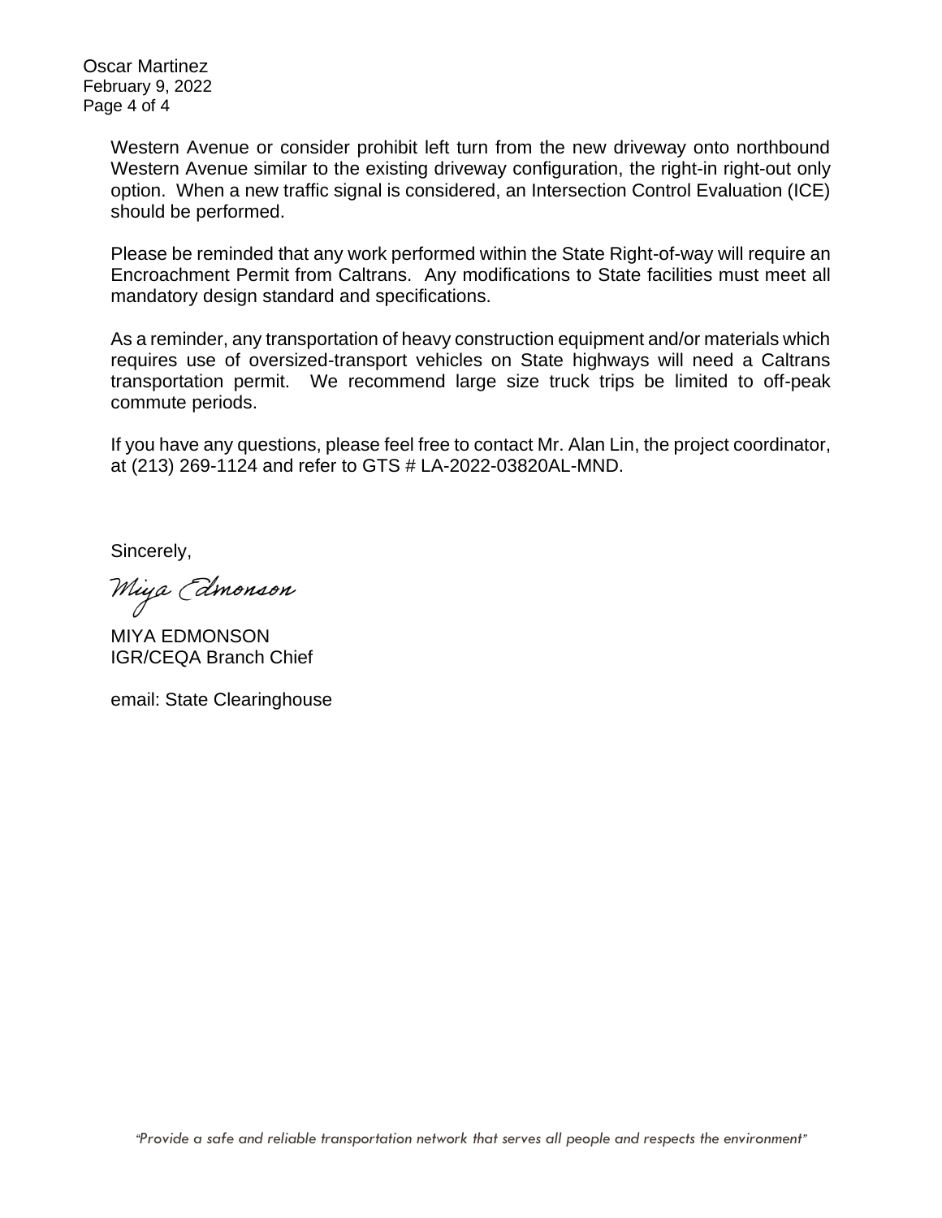Western Avenue or consider prohibit left turn from the new driveway onto northbound Western Avenue similar to the existing driveway configuration, the right-in right-out only option. When a new traffic signal is considered, an Intersection Control Evaluation (ICE) should be performed.

Please be reminded that any work performed within the State Right-of-way will require an Encroachment Permit from Caltrans. Any modifications to State facilities must meet all mandatory design standard and specifications.

As a reminder, any transportation of heavy construction equipment and/or materials which requires use of oversized-transport vehicles on State highways will need a Caltrans transportation permit. We recommend large size truck trips be limited to off-peak commute periods.

If you have any questions, please feel free to contact Mr. Alan Lin, the project coordinator, at (213) 269-1124 and refer to GTS # LA-2022-03820AL-MND.

Sincerely,

*Miya Edmonson*

MIYA EDMONSON
IGR/CEQA Branch Chief

email: State Clearinghouse

*"Provide a safe and reliable transportation network that serves all people and respects the environment"*